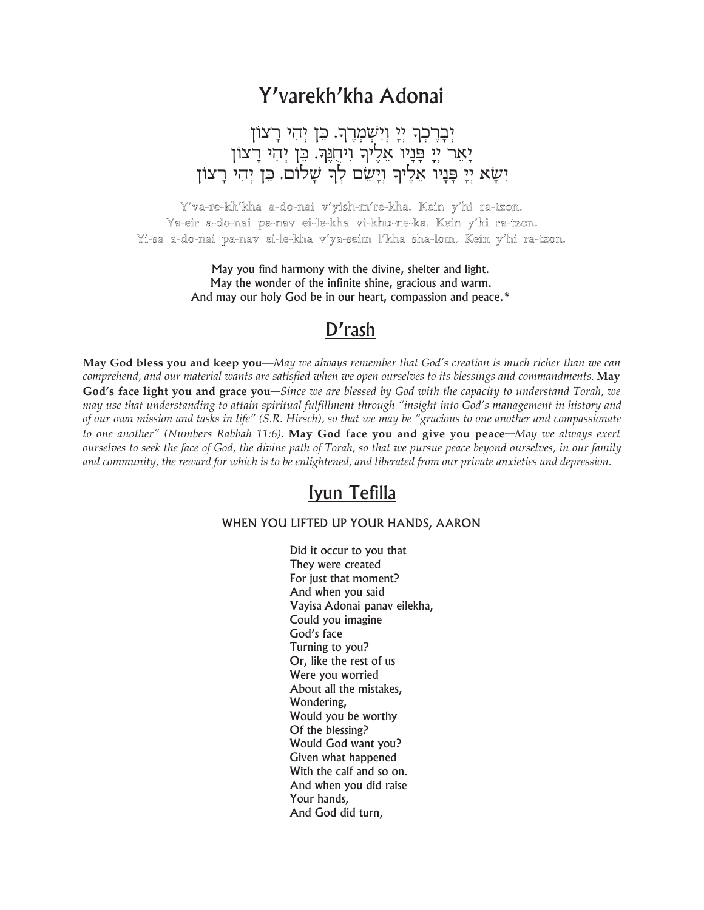# Y'varekh'kha Adonai

יְבָרֶכְךָ יְיָ וְיִשְׁמְרֶךָ. כֵּן יְהִי רָצוֹן
יָאֵר יְיָ פָּנָיו אֵלֶיךָ וִיחֻנֶּךָּ. כֵּן יְהִי רָצוֹן
יִשָּׂא יְיָ פָּנָיו אֵלֶיךָ וְיָשֵׂם לְךָ שָׁלוֹם. כֵּן יְהִי רָצוֹן

Y'va-re-kh'kha a-do-nai v'yish-m're-kha. Kein y'hi ra-tzon.
Ya-eir a-do-nai pa-nav ei-le-kha vi-khu-ne-ka. Kein y'hi ra-tzon.
Yi-sa a-do-nai pa-nav ei-le-kha v'ya-seim l'kha sha-lom. Kein y'hi ra-tzon.

May you find harmony with the divine, shelter and light.
May the wonder of the infinite shine, gracious and warm.
And may our holy God be in our heart, compassion and peace.*

## D'rash

**May God bless you and keep you**—*May we always remember that God's creation is much richer than we can comprehend, and our material wants are satisfied when we open ourselves to its blessings and commandments.* **May God's face light you and grace you**—*Since we are blessed by God with the capacity to understand Torah, we may use that understanding to attain spiritual fulfillment through "insight into God's management in history and of our own mission and tasks in life" (S.R. Hirsch), so that we may be "gracious to one another and compassionate to one another" (Numbers Rabbah 11:6).* **May God face you and give you peace**—*May we always exert ourselves to seek the face of God, the divine path of Torah, so that we pursue peace beyond ourselves, in our family and community, the reward for which is to be enlightened, and liberated from our private anxieties and depression.*

## Iyun Tefilla

### WHEN YOU LIFTED UP YOUR HANDS, AARON

Did it occur to you that
They were created
For just that moment?
And when you said
Vayisa Adonai panav eilekha,
Could you imagine
God's face
Turning to you?
Or, like the rest of us
Were you worried
About all the mistakes,
Wondering,
Would you be worthy
Of the blessing?
Would God want you?
Given what happened
With the calf and so on.
And when you did raise
Your hands,
And God did turn,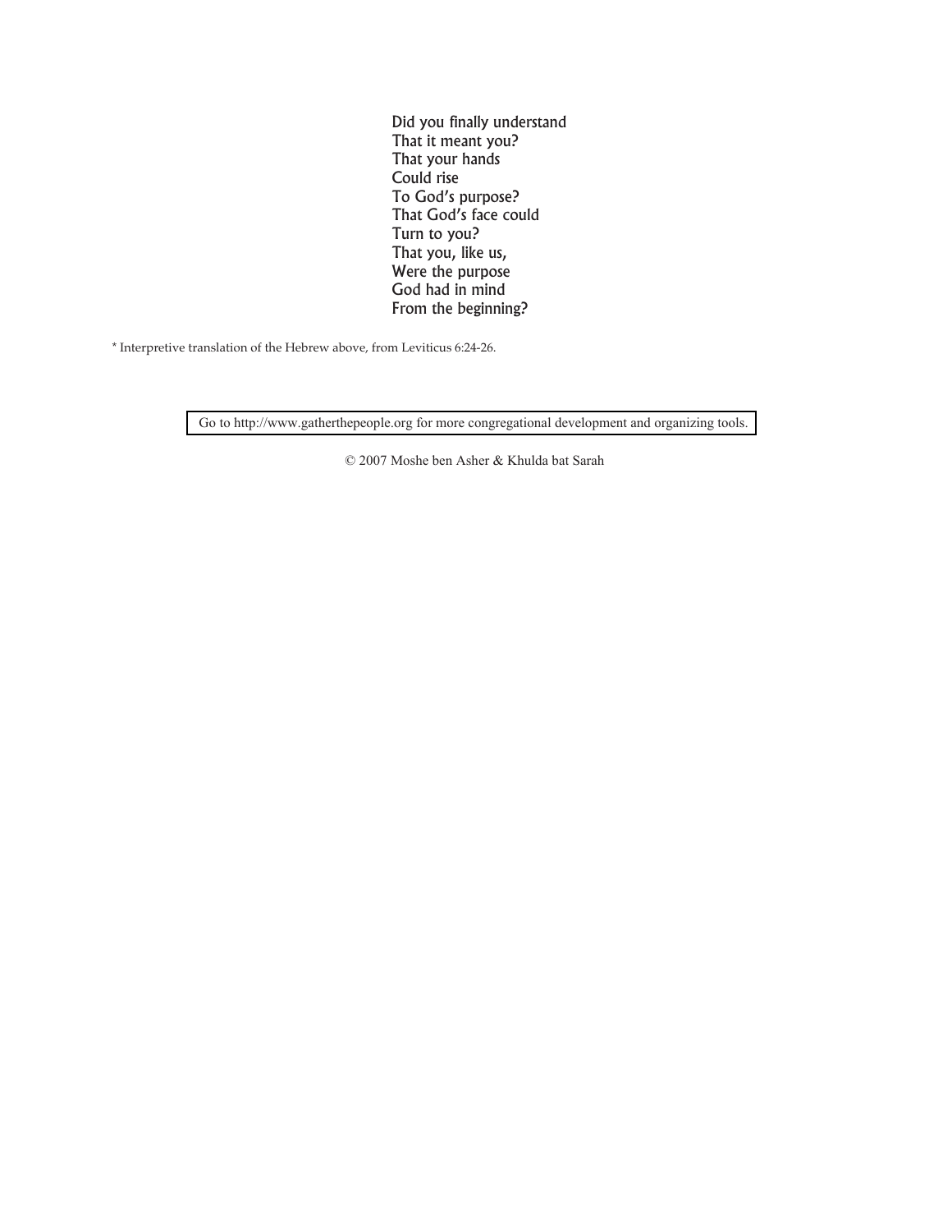Did you finally understand  
That it meant you?  
That your hands  
Could rise  
To God's purpose?  
That God's face could  
Turn to you?  
That you, like us,  
Were the purpose  
God had in mind  
From the beginning?

* Interpretive translation of the Hebrew above, from Leviticus 6:24-26.

Go to http://www.gatherthepeople.org for more congregational development and organizing tools.

© 2007 Moshe ben Asher & Khulda bat Sarah